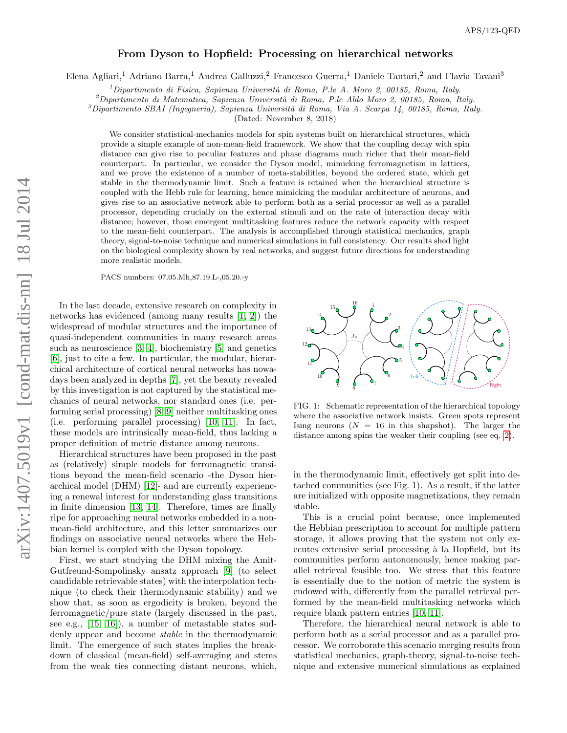# From Dyson to Hopfield: Processing on hierarchical networks

Elena Agliari,[1] Adriano Barra,[1] Andrea Galluzzi,[2] Francesco Guerra,[1] Daniele Tantari,[2] and Flavia Tavani[3]

[1] *Dipartimento di Fisica, Sapienza Università di Roma, P.le A. Moro 2, 00185, Roma, Italy.*
[2] *Dipartimento di Matematica, Sapienza Università di Roma, P.le Aldo Moro 2, 00185, Roma, Italy.*
[3] *Dipartimento SBAI (Ingegneria), Sapienza Università di Roma, Via A. Scarpa 14, 00185, Roma, Italy.*
(Dated: November 8, 2018)

We consider statistical-mechanics models for spin systems built on hierarchical structures, which provide a simple example of non-mean-field framework. We show that the coupling decay with spin distance can give rise to peculiar features and phase diagrams much richer that their mean-field counterpart. In particular, we consider the Dyson model, mimicking ferromagnetism in lattices, and we prove the existence of a number of meta-stabilities, beyond the ordered state, which get stable in the thermodynamic limit. Such a feature is retained when the hierarchical structure is coupled with the Hebb rule for learning, hence mimicking the modular architecture of neurons, and gives rise to an associative network able to perform both as a serial processor as well as a parallel processor, depending crucially on the external stimuli and on the rate of interaction decay with distance; however, those emergent multitasking features reduce the network capacity with respect to the mean-field counterpart. The analysis is accomplished through statistical mechanics, graph theory, signal-to-noise technique and numerical simulations in full consistency. Our results shed light on the biological complexity shown by real networks, and suggest future directions for understanding more realistic models.

PACS numbers: 07.05.Mh,87.19.L-,05.20.-y

In the last decade, extensive research on complexity in networks has evidenced (among many results [1, 2]) the widespread of modular structures and the importance of quasi-independent communities in many research areas such as neuroscience [3, 4], biochemistry [5] and genetics [6], just to cite a few. In particular, the modular, hierarchical architecture of cortical neural networks has nowadays been analyzed in depths [7], yet the beauty revealed by this investigation is not captured by the statistical mechanics of neural networks, nor standard ones (i.e. performing serial processing) [8, 9] neither multitasking ones (i.e. performing parallel processing) [10, 11]. In fact, these models are intrinsically mean-field, thus lacking a proper definition of metric distance among neurons.

Hierarchical structures have been proposed in the past as (relatively) simple models for ferromagnetic transitions beyond the mean-field scenario -the Dyson hierarchical model (DHM) [12]- and are currently experiencing a renewal interest for understanding glass transitions in finite dimension [13, 14]. Therefore, times are finally ripe for approaching neural networks embedded in a non-mean-field architecture, and this letter summarizes our findings on associative neural networks where the Hebbian kernel is coupled with the Dyson topology.

First, we start studying the DHM mixing the Amit-Gutfreund-Sompolinsky ansatz approach [9] (to select candidable retrievable states) with the interpolation technique (to check their thermodynamic stability) and we show that, as soon as ergodicity is broken, beyond the ferromagnetic/pure state (largely discussed in the past, see e.g., [15, 16]), a number of metastable states suddenly appear and become *stable* in the thermodynamic limit. The emergence of such states implies the breakdown of classical (mean-field) self-averaging and stems from the weak ties connecting distant neurons, which,

FIG. 1: Schematic representation of the hierarchical topology where the associative network insists. Green spots represent Ising neurons ($N = 16$ in this shapshot). The larger the distance among spins the weaker their coupling (see eq. 2).

in the thermodynamic limit, effectively get split into detached communities (see Fig. 1). As a result, if the latter are initialized with opposite magnetizations, they remain stable.

This is a crucial point because, once implemented the Hebbian prescription to account for multiple pattern storage, it allows proving that the system not only executes extensive serial processing à la Hopfield, but its communities perform autonomously, hence making parallel retrieval feasible too. We stress that this feature is essentially due to the notion of metric the system is endowed with, differently from the parallel retrieval performed by the mean-field multitasking networks which require blank pattern entries [10, 11].

Therefore, the hierarchical neural network is able to perform both as a serial processor and as a parallel processor. We corroborate this scenario merging results from statistical mechanics, graph-theory, signal-to-noise technique and extensive numerical simulations as explained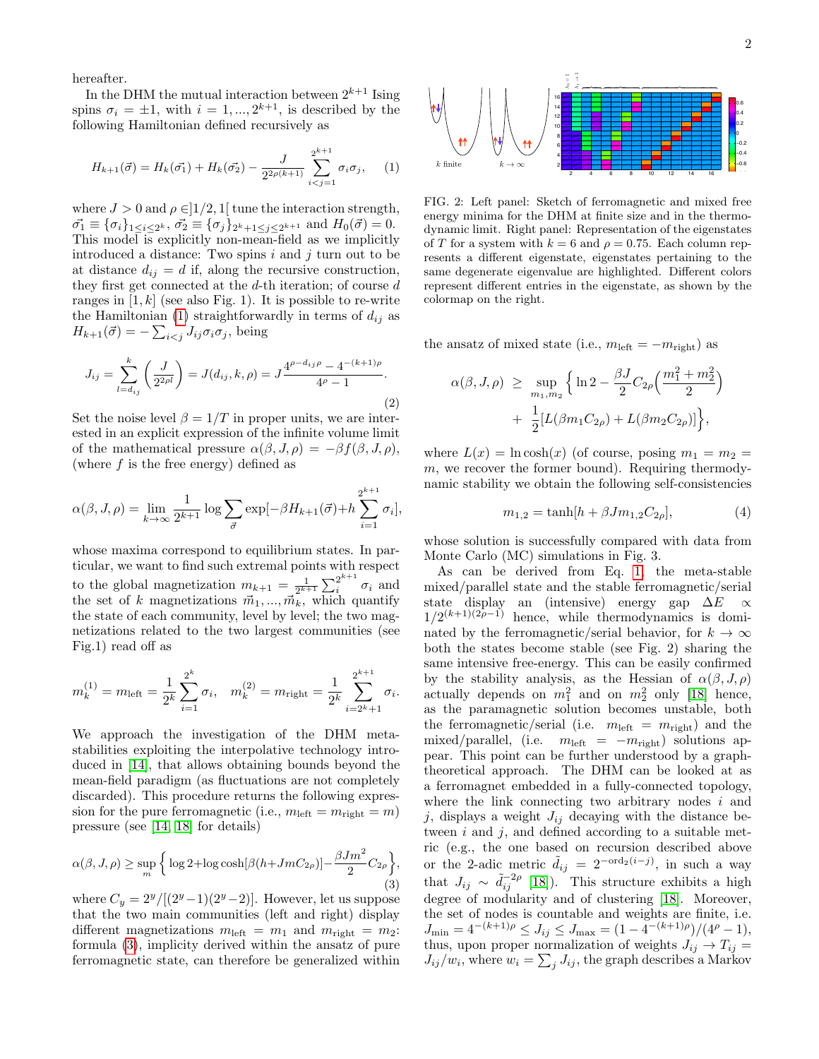hereafter.

In the DHM the mutual interaction between $2^{k+1}$ Ising spins $\sigma_i = \pm 1$, with $i = 1, ..., 2^{k+1}$, is described by the following Hamiltonian defined recursively as

$$H_{k+1}(\vec{\sigma}) = H_k(\vec{\sigma_1}) + H_k(\vec{\sigma_2}) - \frac{J}{2^{2\rho(k+1)}} \sum_{i<j=1}^{2^{k+1}} \sigma_i \sigma_j, \quad (1)$$

where $J > 0$ and $\rho \in ]1/2, 1[$ tune the interaction strength, $\vec{\sigma_1} \equiv \{\sigma_i\}_{1 \le i \le 2^k}$, $\vec{\sigma_2} \equiv \{\sigma_j\}_{2^k+1 \le j \le 2^{k+1}}$ and $H_0(\vec{\sigma}) = 0$. This model is explicitly non-mean-field as we implicitly introduced a distance: Two spins $i$ and $j$ turn out to be at distance $d_{ij} = d$ if, along the recursive construction, they first get connected at the $d$-th iteration; of course $d$ ranges in $[1, k]$ (see also Fig. 1). It is possible to re-write the Hamiltonian (1) straightforwardly in terms of $d_{ij}$ as $H_{k+1}(\vec{\sigma}) = -\sum_{i<j} J_{ij} \sigma_i \sigma_j$, being

$$J_{ij} = \sum_{l=d_{ij}}^{k} \left( \frac{J}{2^{2\rho l}} \right) = J(d_{ij}, k, \rho) = J \frac{4^{\rho - d_{ij}\rho} - 4^{-(k+1)\rho}}{4^\rho - 1}. \quad (2)$$

Set the noise level $\beta = 1/T$ in proper units, we are interested in an explicit expression of the infinite volume limit of the mathematical pressure $\alpha(\beta, J, \rho) = -\beta f(\beta, J, \rho)$, (where $f$ is the free energy) defined as

$$\alpha(\beta, J, \rho) = \lim_{k \to \infty} \frac{1}{2^{k+1}} \log \sum_{\vec{\sigma}} \exp[-\beta H_{k+1}(\vec{\sigma}) + h \sum_{i=1}^{2^{k+1}} \sigma_i],$$

whose maxima correspond to equilibrium states. In particular, we want to find such extremal points with respect to the global magnetization $m_{k+1} = \frac{1}{2^{k+1}} \sum_i^{2^{k+1}} \sigma_i$ and the set of $k$ magnetizations $\vec{m}_1, ..., \vec{m}_k$, which quantify the state of each community, level by level; the two magnetizations related to the two largest communities (see Fig.1) read off as

$$m_k^{(1)} = m_{\text{left}} = \frac{1}{2^k} \sum_{i=1}^{2^k} \sigma_i, \quad m_k^{(2)} = m_{\text{right}} = \frac{1}{2^k} \sum_{i=2^k+1}^{2^{k+1}} \sigma_i.$$

We approach the investigation of the DHM metastabilities exploiting the interpolative technology introduced in [14], that allows obtaining bounds beyond the mean-field paradigm (as fluctuations are not completely discarded). This procedure returns the following expression for the pure ferromagnetic (i.e., $m_{\text{left}} = m_{\text{right}} = m$) pressure (see [14, 18] for details)

$$\alpha(\beta, J, \rho) \ge \sup_m \Big\{ \log 2 + \log\cosh[\beta(h + JmC_{2\rho})] - \frac{\beta J m^2}{2} C_{2\rho} \Big\}, \quad (3)$$

where $C_y = 2^y/[(2^y-1)(2^y-2)]$. However, let us suppose that the two main communities (left and right) display different magnetizations $m_{\text{left}} = m_1$ and $m_{\text{right}} = m_2$: formula (3), implicity derived within the ansatz of pure ferromagnetic state, can therefore be generalized within the ansatz of mixed state (i.e., $m_{\text{left}} = -m_{\text{right}}$) as

$$\alpha(\beta, J, \rho) \ \ge \ \sup_{m_1, m_2} \Big\{ \ln 2 - \frac{\beta J}{2} C_{2\rho} \Big( \frac{m_1^2 + m_2^2}{2} \Big) + \ \frac{1}{2} [L(\beta m_1 C_{2\rho}) + L(\beta m_2 C_{2\rho})] \Big\},$$

where $L(x) = \ln\cosh(x)$ (of course, posing $m_1 = m_2 = m$, we recover the former bound). Requiring thermodynamic stability we obtain the following self-consistencies

$$m_{1,2} = \tanh[h + \beta J m_{1,2} C_{2\rho}], \quad (4)$$

whose solution is successfully compared with data from Monte Carlo (MC) simulations in Fig. 3.

FIG. 2: Left panel: Sketch of ferromagnetic and mixed free energy minima for the DHM at finite size and in the thermodynamic limit. Right panel: Representation of the eigenstates of $T$ for a system with $k = 6$ and $\rho = 0.75$. Each column represents a different eigenstate, eigenstates pertaining to the same degenerate eigenvalue are highlighted. Different colors represent different entries in the eigenstate, as shown by the colormap on the right.

As can be derived from Eq. 1, the meta-stable mixed/parallel state and the stable ferromagnetic/serial state display an (intensive) energy gap $\Delta E \propto 1/2^{(k+1)(2\rho-1)}$ hence, while thermodynamics is dominated by the ferromagnetic/serial behavior, for $k \to \infty$ both the states become stable (see Fig. 2) sharing the same intensive free-energy. This can be easily confirmed by the stability analysis, as the Hessian of $\alpha(\beta, J, \rho)$ actually depends on $m_1^2$ and on $m_2^2$ only [18] hence, as the paramagnetic solution becomes unstable, both the ferromagnetic/serial (i.e. $m_{\text{left}} = m_{\text{right}}$) and the mixed/parallel, (i.e. $m_{\text{left}} = -m_{\text{right}}$) solutions appear. This point can be further understood by a graph-theoretical approach. The DHM can be looked at as a ferromagnet embedded in a fully-connected topology, where the link connecting two arbitrary nodes $i$ and $j$, displays a weight $J_{ij}$ decaying with the distance between $i$ and $j$, and defined according to a suitable metric (e.g., the one based on recursion described above or the 2-adic metric $\tilde{d}_{ij} = 2^{-\text{ord}_2(i-j)}$, in such a way that $J_{ij} \sim \tilde{d}_{ij}^{-2\rho}$ [18]). This structure exhibits a high degree of modularity and of clustering [18]. Moreover, the set of nodes is countable and weights are finite, i.e. $J_{\min} = 4^{-(k+1)\rho} \le J_{ij} \le J_{\max} = (1 - 4^{-(k+1)\rho})/(4^\rho - 1)$, thus, upon proper normalization of weights $J_{ij} \to T_{ij} = J_{ij}/w_i$, where $w_i = \sum_j J_{ij}$, the graph describes a Markov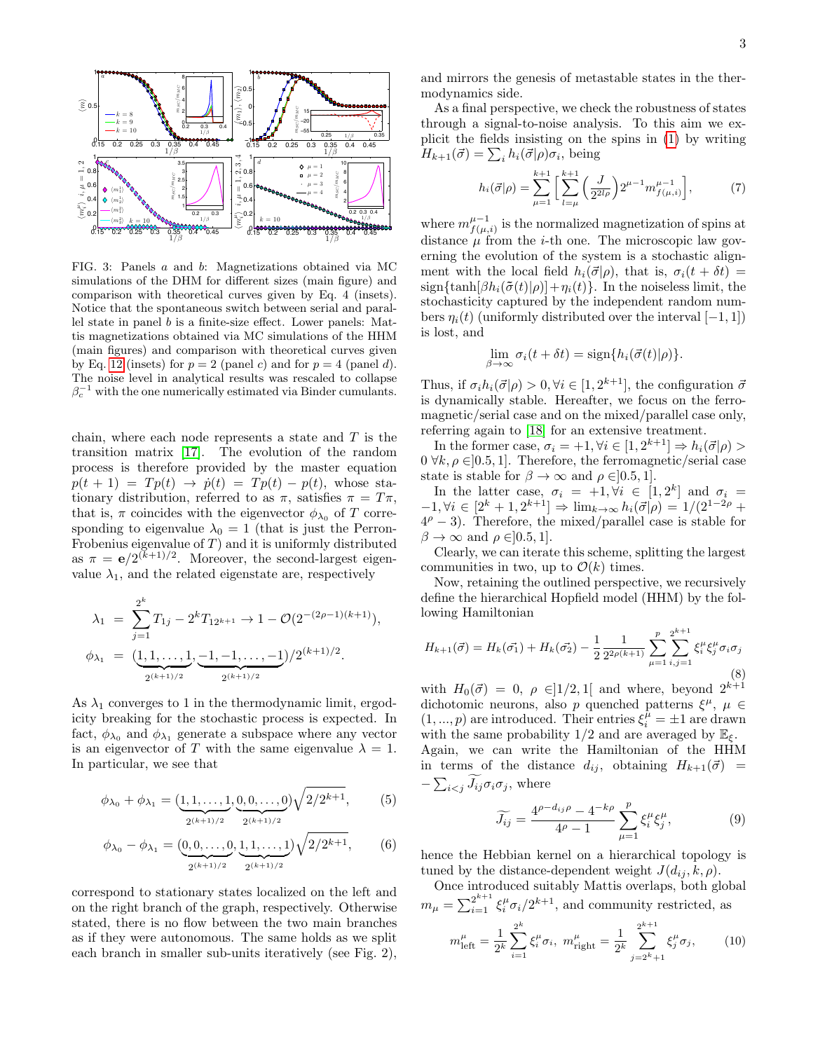FIG. 3: Panels *a* and *b*: Magnetizations obtained via MC simulations of the DHM for different sizes (main figure) and comparison with theoretical curves given by Eq. 4 (insets). Notice that the spontaneous switch between serial and parallel state in panel *b* is a finite-size effect. Lower panels: Mattis magnetizations obtained via MC simulations of the HHM (main figures) and comparison with theoretical curves given by Eq. 12 (insets) for $p = 2$ (panel *c*) and for $p = 4$ (panel *d*). The noise level in analytical results was rescaled to collapse $\beta_c^{-1}$ with the one numerically estimated via Binder cumulants.

chain, where each node represents a state and $T$ is the transition matrix [17]. The evolution of the random process is therefore provided by the master equation $p(t+1) = Tp(t) \to \dot{p}(t) = Tp(t) - p(t)$, whose stationary distribution, referred to as $\pi$, satisfies $\pi = T\pi$, that is, $\pi$ coincides with the eigenvector $\phi_{\lambda_0}$ of $T$ corresponding to eigenvalue $\lambda_0 = 1$ (that is just the Perron-Frobenius eigenvalue of $T$) and it is uniformly distributed as $\pi = \mathbf{e}/2^{(k+1)/2}$. Moreover, the second-largest eigenvalue $\lambda_1$, and the related eigenstate are, respectively

$$
\begin{aligned}
\lambda_1 &= \sum_{j=1}^{2^k} T_{1j} - 2^k T_{12^{k+1}} \to 1 - \mathcal{O}(2^{-(2\rho-1)(k+1)}),\\
\phi_{\lambda_1} &= (\underbrace{1,1,\dots,1}_{2^{(k+1)/2}}, \underbrace{-1,-1,\dots,-1}_{2^{(k+1)/2}})/2^{(k+1)/2}.
\end{aligned}
$$

As $\lambda_1$ converges to 1 in the thermodynamic limit, ergodicity breaking for the stochastic process is expected. In fact, $\phi_{\lambda_0}$ and $\phi_{\lambda_1}$ generate a subspace where any vector is an eigenvector of $T$ with the same eigenvalue $\lambda = 1$. In particular, we see that

$$
\phi_{\lambda_0} + \phi_{\lambda_1} = (\underbrace{1,1,\dots,1}_{2^{(k+1)/2}}, \underbrace{0,0,\dots,0}_{2^{(k+1)/2}})\sqrt{2/2^{k+1}}, \tag{5}
$$

$$
\phi_{\lambda_0} - \phi_{\lambda_1} = (\underbrace{0,0,\dots,0}_{2^{(k+1)/2}}, \underbrace{1,1,\dots,1}_{2^{(k+1)/2}})\sqrt{2/2^{k+1}}, \tag{6}
$$

correspond to stationary states localized on the left and on the right branch of the graph, respectively. Otherwise stated, there is no flow between the two main branches as if they were autonomous. The same holds as we split each branch in smaller sub-units iteratively (see Fig. 2), and mirrors the genesis of metastable states in the thermodynamics side.

As a final perspective, we check the robustness of states through a signal-to-noise analysis. To this aim we explicit the fields insisting on the spins in (1) by writing $H_{k+1}(\vec{\sigma}) = \sum_i h_i(\vec{\sigma}|\rho)\sigma_i$, being

$$
h_i(\vec{\sigma}|\rho) = \sum_{\mu=1}^{k+1}\Big[\sum_{l=\mu}^{k+1}\Big(\frac{J}{2^{2l\rho}}\Big)2^{\mu-1}m^{\mu-1}_{f(\mu,i)}\Big], \tag{7}
$$

where $m^{\mu-1}_{f(\mu,i)}$ is the normalized magnetization of spins at distance $\mu$ from the $i$-th one. The microscopic law governing the evolution of the system is a stochastic alignment with the local field $h_i(\vec{\sigma}|\rho)$, that is, $\sigma_i(t+\delta t) = \text{sign}\{\tanh[\beta h_i(\tilde{\sigma}(t)|\rho)] + \eta_i(t)\}$. In the noiseless limit, the stochasticity captured by the independent random numbers $\eta_i(t)$ (uniformly distributed over the interval $[-1,1]$) is lost, and

$$
\lim_{\beta\to\infty}\sigma_i(t+\delta t) = \text{sign}\{h_i(\vec{\sigma}(t)|\rho)\}.
$$

Thus, if $\sigma_i h_i(\vec{\sigma}|\rho) > 0, \forall i \in [1, 2^{k+1}]$, the configuration $\vec{\sigma}$ is dynamically stable. Hereafter, we focus on the ferromagnetic/serial case and on the mixed/parallel case only, referring again to [18] for an extensive treatment.

In the former case, $\sigma_i = +1, \forall i \in [1, 2^{k+1}] \Rightarrow h_i(\vec{\sigma}|\rho) > 0\ \forall k, \rho \in ]0.5, 1]$. Therefore, the ferromagnetic/serial case state is stable for $\beta \to \infty$ and $\rho \in ]0.5, 1]$.

In the latter case, $\sigma_i = +1, \forall i \in [1, 2^k]$ and $\sigma_i = -1, \forall i \in [2^k+1, 2^{k+1}] \Rightarrow \lim_{k\to\infty} h_i(\vec{\sigma}|\rho) = 1/(2^{1-2\rho} + 4^\rho - 3)$. Therefore, the mixed/parallel case is stable for $\beta \to \infty$ and $\rho \in ]0.5, 1]$.

Clearly, we can iterate this scheme, splitting the largest communities in two, up to $\mathcal{O}(k)$ times.

Now, retaining the outlined perspective, we recursively define the hierarchical Hopfield model (HHM) by the following Hamiltonian

$$
H_{k+1}(\vec{\sigma}) = H_k(\vec{\sigma_1}) + H_k(\vec{\sigma_2}) - \frac{1}{2}\frac{1}{2^{2\rho(k+1)}}\sum_{\mu=1}^{p}\sum_{i,j=1}^{2^{k+1}}\xi_i^\mu\xi_j^\mu\sigma_i\sigma_j \tag{8}
$$

with $H_0(\vec{\sigma}) = 0$, $\rho \in ]1/2, 1[$ and where, beyond $2^{k+1}$ dichotomic neurons, also $p$ quenched patterns $\xi^\mu$, $\mu \in (1,...,p)$ are introduced. Their entries $\xi_i^\mu = \pm 1$ are drawn with the same probability $1/2$ and are averaged by $\mathbb{E}_\xi$. Again, we can write the Hamiltonian of the HHM in terms of the distance $d_{ij}$, obtaining $H_{k+1}(\vec{\sigma}) = -\sum_{i<j}\widetilde{J_{ij}}\sigma_i\sigma_j$, where

$$
\widetilde{J_{ij}} = \frac{4^{\rho - d_{ij}\rho} - 4^{-k\rho}}{4^\rho - 1}\sum_{\mu=1}^{p}\xi_i^\mu\xi_j^\mu, \tag{9}
$$

hence the Hebbian kernel on a hierarchical topology is tuned by the distance-dependent weight $J(d_{ij}, k, \rho)$.

Once introduced suitably Mattis overlaps, both global $m_\mu = \sum_{i=1}^{2^{k+1}}\xi_i^\mu\sigma_i/2^{k+1}$, and community restricted, as

$$
m^\mu_{\text{left}} = \frac{1}{2^k}\sum_{i=1}^{2^k}\xi_i^\mu\sigma_i,\ m^\mu_{\text{right}} = \frac{1}{2^k}\sum_{j=2^k+1}^{2^{k+1}}\xi_j^\mu\sigma_j, \tag{10}
$$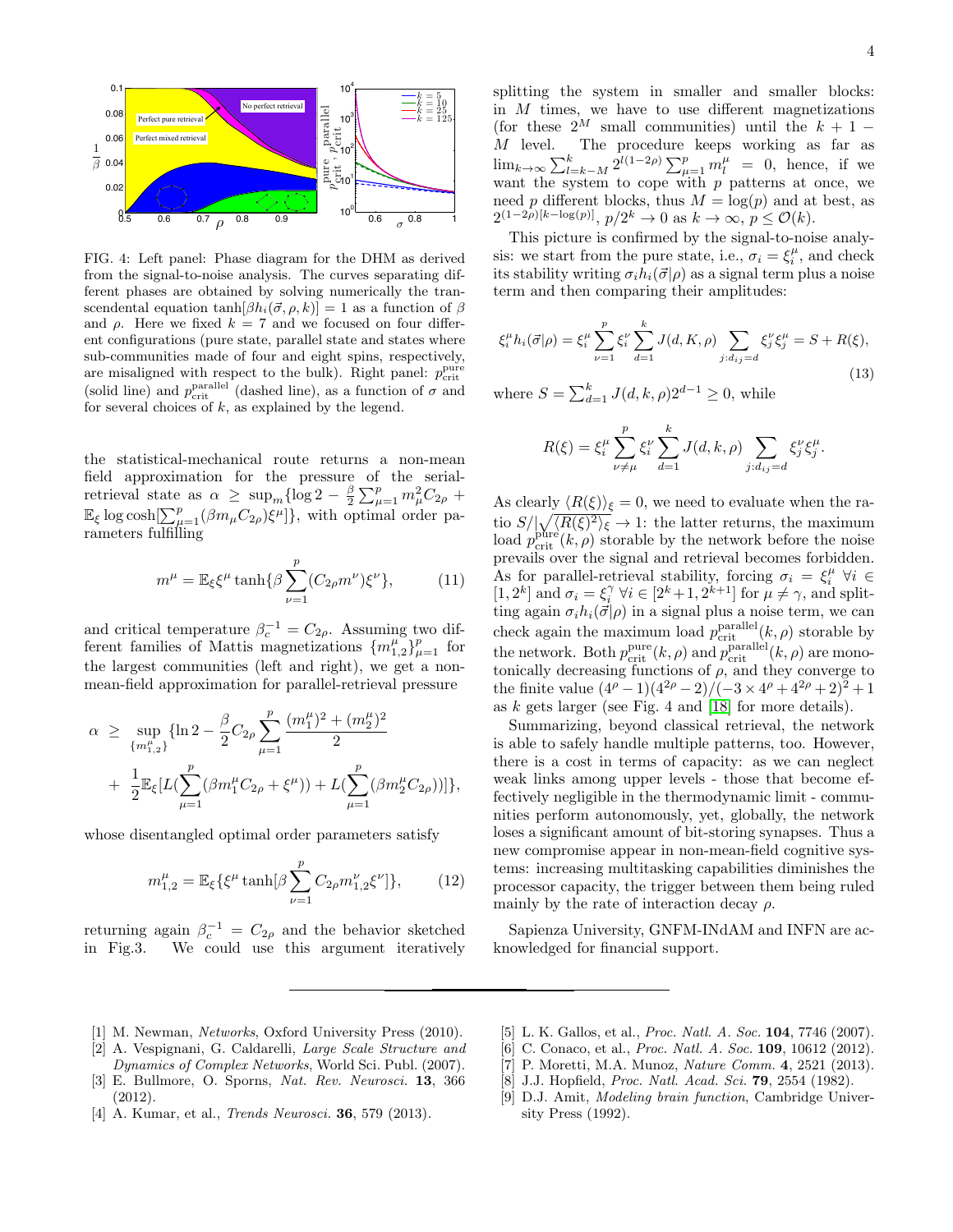FIG. 4: Left panel: Phase diagram for the DHM as derived from the signal-to-noise analysis. The curves separating different phases are obtained by solving numerically the transcendental equation $\tanh[\beta h_i(\vec{\sigma}, \rho, k)] = 1$ as a function of $\beta$ and $\rho$. Here we fixed $k = 7$ and we focused on four different configurations (pure state, parallel state and states where sub-communities made of four and eight spins, respectively, are misaligned with respect to the bulk). Right panel: $p_{\rm crit}^{\rm pure}$ (solid line) and $p_{\rm crit}^{\rm parallel}$ (dashed line), as a function of $\sigma$ and for several choices of $k$, as explained by the legend.

the statistical-mechanical route returns a non-mean field approximation for the pressure of the serial-retrieval state as $\alpha \geq \sup_m\{\log 2 - \frac{\beta}{2}\sum_{\mu=1}^p m_\mu^2 C_{2\rho} + \mathbb{E}_\xi \log\cosh[\sum_{\mu=1}^p(\beta m_\mu C_{2\rho})\xi^\mu]\}$, with optimal order parameters fulfilling

$$m^\mu = \mathbb{E}_\xi \xi^\mu \tanh\{\beta \sum_{\nu=1}^p (C_{2\rho} m^\nu)\xi^\nu\}, \qquad (11)$$

and critical temperature $\beta_c^{-1} = C_{2\rho}$. Assuming two different families of Mattis magnetizations $\{m_{1,2}^\mu\}_{\mu=1}^p$ for the largest communities (left and right), we get a non-mean-field approximation for parallel-retrieval pressure

$$\alpha \geq \sup_{\{m_{1,2}^\mu\}} \{\ln 2 - \frac{\beta}{2} C_{2\rho} \sum_{\mu=1}^p \frac{(m_1^\mu)^2 + (m_2^\mu)^2}{2} + \frac{1}{2}\mathbb{E}_\xi[L(\sum_{\mu=1}^p (\beta m_1^\mu C_{2\rho} + \xi^\mu)) + L(\sum_{\mu=1}^p (\beta m_2^\mu C_{2\rho}))]\},$$

whose disentangled optimal order parameters satisfy

$$m_{1,2}^\mu = \mathbb{E}_\xi\{\xi^\mu \tanh[\beta \sum_{\nu=1}^p C_{2\rho} m_{1,2}^\nu \xi^\nu]\}, \qquad (12)$$

returning again $\beta_c^{-1} = C_{2\rho}$ and the behavior sketched in Fig.3. We could use this argument iteratively splitting the system in smaller and smaller blocks: in $M$ times, we have to use different magnetizations (for these $2^M$ small communities) until the $k+1-M$ level. The procedure keeps working as far as $\lim_{k\to\infty} \sum_{l=k-M}^k 2^{l(1-2\rho)} \sum_{\mu=1}^p m_l^\mu = 0$, hence, if we want the system to cope with $p$ patterns at once, we need $p$ different blocks, thus $M = \log(p)$ and at best, as $2^{(1-2\rho)[k-\log(p)]}$, $p/2^k \to 0$ as $k \to \infty$, $p \leq \mathcal{O}(k)$.

This picture is confirmed by the signal-to-noise analysis: we start from the pure state, i.e., $\sigma_i = \xi_i^\mu$, and check its stability writing $\sigma_i h_i(\vec{\sigma}|\rho)$ as a signal term plus a noise term and then comparing their amplitudes:

$$\xi_i^\mu h_i(\vec{\sigma}|\rho) = \xi_i^\mu \sum_{\nu=1}^p \xi_i^\nu \sum_{d=1}^k J(d, K, \rho) \sum_{j:d_{ij}=d} \xi_j^\nu \xi_j^\mu = S + R(\xi), \qquad (13)$$

where $S = \sum_{d=1}^k J(d, k, \rho) 2^{d-1} \geq 0$, while

$$R(\xi) = \xi_i^\mu \sum_{\nu \neq \mu}^p \xi_i^\nu \sum_{d=1}^k J(d, k, \rho) \sum_{j:d_{ij}=d} \xi_j^\nu \xi_j^\mu.$$

As clearly $\langle R(\xi)\rangle_\xi = 0$, we need to evaluate when the ratio $S/|\sqrt{\langle R(\xi)^2\rangle_\xi} \to 1$: the latter returns, the maximum load $p_{\rm crit}^{\rm pure}(k, \rho)$ storable by the network before the noise prevails over the signal and retrieval becomes forbidden. As for parallel-retrieval stability, forcing $\sigma_i = \xi_i^\mu \ \forall i \in [1, 2^k]$ and $\sigma_i = \xi_i^\gamma \ \forall i \in [2^k+1, 2^{k+1}]$ for $\mu \neq \gamma$, and splitting again $\sigma_i h_i(\vec{\sigma}|\rho)$ in a signal plus a noise term, we can check again the maximum load $p_{\rm crit}^{\rm parallel}(k, \rho)$ storable by the network. Both $p_{\rm crit}^{\rm pure}(k, \rho)$ and $p_{\rm crit}^{\rm parallel}(k, \rho)$ are monotonically decreasing functions of $\rho$, and they converge to the finite value $(4^\rho - 1)(4^{2\rho} - 2)/(-3 \times 4^\rho + 4^{2\rho} + 2)^2 + 1$ as $k$ gets larger (see Fig. 4 and [18] for more details).

Summarizing, beyond classical retrieval, the network is able to safely handle multiple patterns, too. However, there is a cost in terms of capacity: as we can neglect weak links among upper levels - those that become effectively negligible in the thermodynamic limit - communities perform autonomously, yet, globally, the network loses a significant amount of bit-storing synapses. Thus a new compromise appear in non-mean-field cognitive systems: increasing multitasking capabilities diminishes the processor capacity, the trigger between them being ruled mainly by the rate of interaction decay $\rho$.

Sapienza University, GNFM-INdAM and INFN are acknowledged for financial support.

---

[1] M. Newman, *Networks*, Oxford University Press (2010).
[2] A. Vespignani, G. Caldarelli, *Large Scale Structure and Dynamics of Complex Networks*, World Sci. Publ. (2007).
[3] E. Bullmore, O. Sporns, *Nat. Rev. Neurosci.* **13**, 366 (2012).
[4] A. Kumar, et al., *Trends Neurosci.* **36**, 579 (2013).
[5] L. K. Gallos, et al., *Proc. Natl. A. Soc.* **104**, 7746 (2007).
[6] C. Conaco, et al., *Proc. Natl. A. Soc.* **109**, 10612 (2012).
[7] P. Moretti, M.A. Munoz, *Nature Comm.* **4**, 2521 (2013).
[8] J.J. Hopfield, *Proc. Natl. Acad. Sci.* **79**, 2554 (1982).
[9] D.J. Amit, *Modeling brain function*, Cambridge University Press (1992).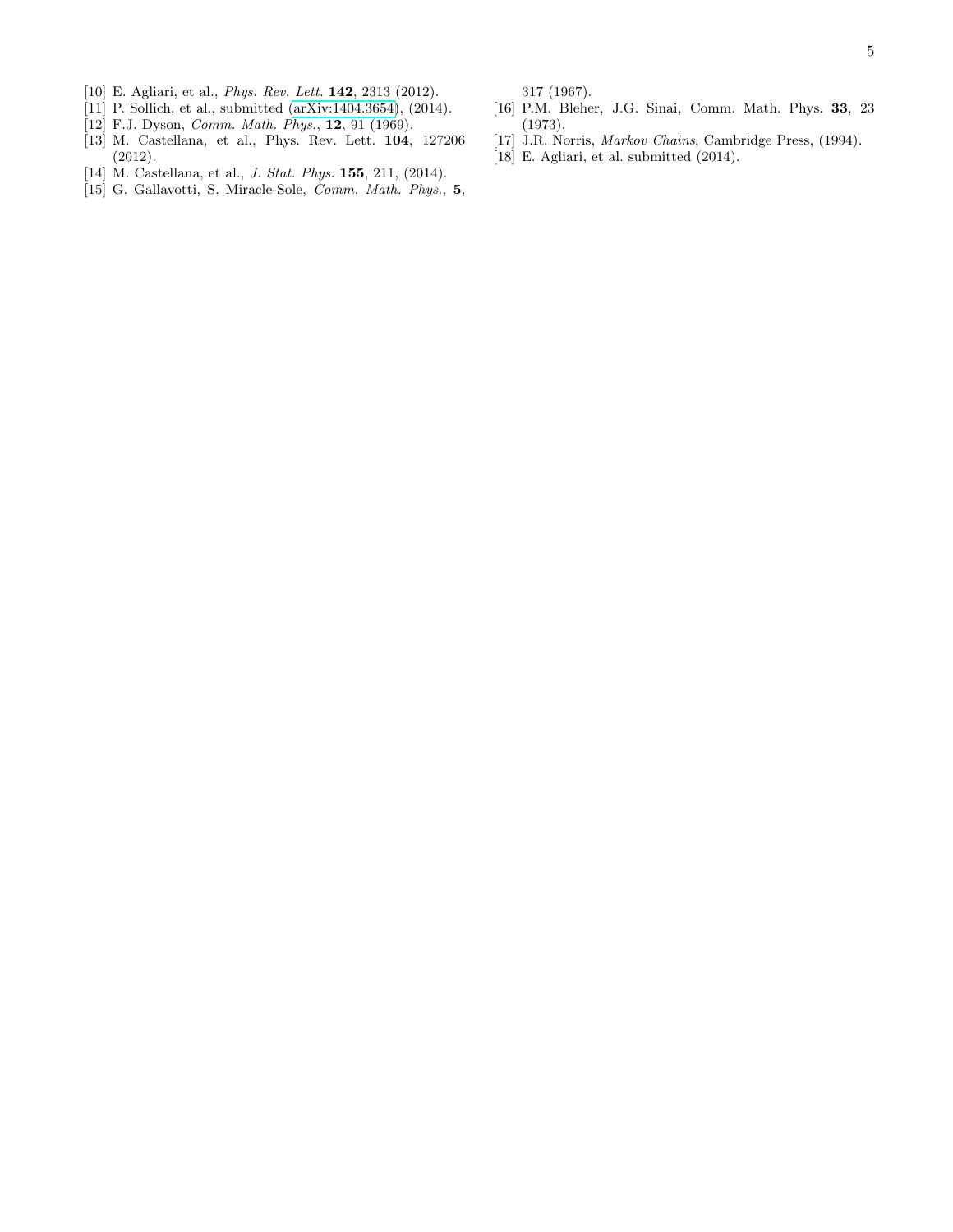[10] E. Agliari, et al., *Phys. Rev. Lett.* **142**, 2313 (2012).
[11] P. Sollich, et al., submitted (arXiv:1404.3654), (2014).
[12] F.J. Dyson, *Comm. Math. Phys.*, **12**, 91 (1969).
[13] M. Castellana, et al., Phys. Rev. Lett. **104**, 127206 (2012).
[14] M. Castellana, et al., *J. Stat. Phys.* **155**, 211, (2014).
[15] G. Gallavotti, S. Miracle-Sole, *Comm. Math. Phys.*, **5**, 317 (1967).
[16] P.M. Bleher, J.G. Sinai, Comm. Math. Phys. **33**, 23 (1973).
[17] J.R. Norris, *Markov Chains*, Cambridge Press, (1994).
[18] E. Agliari, et al. submitted (2014).